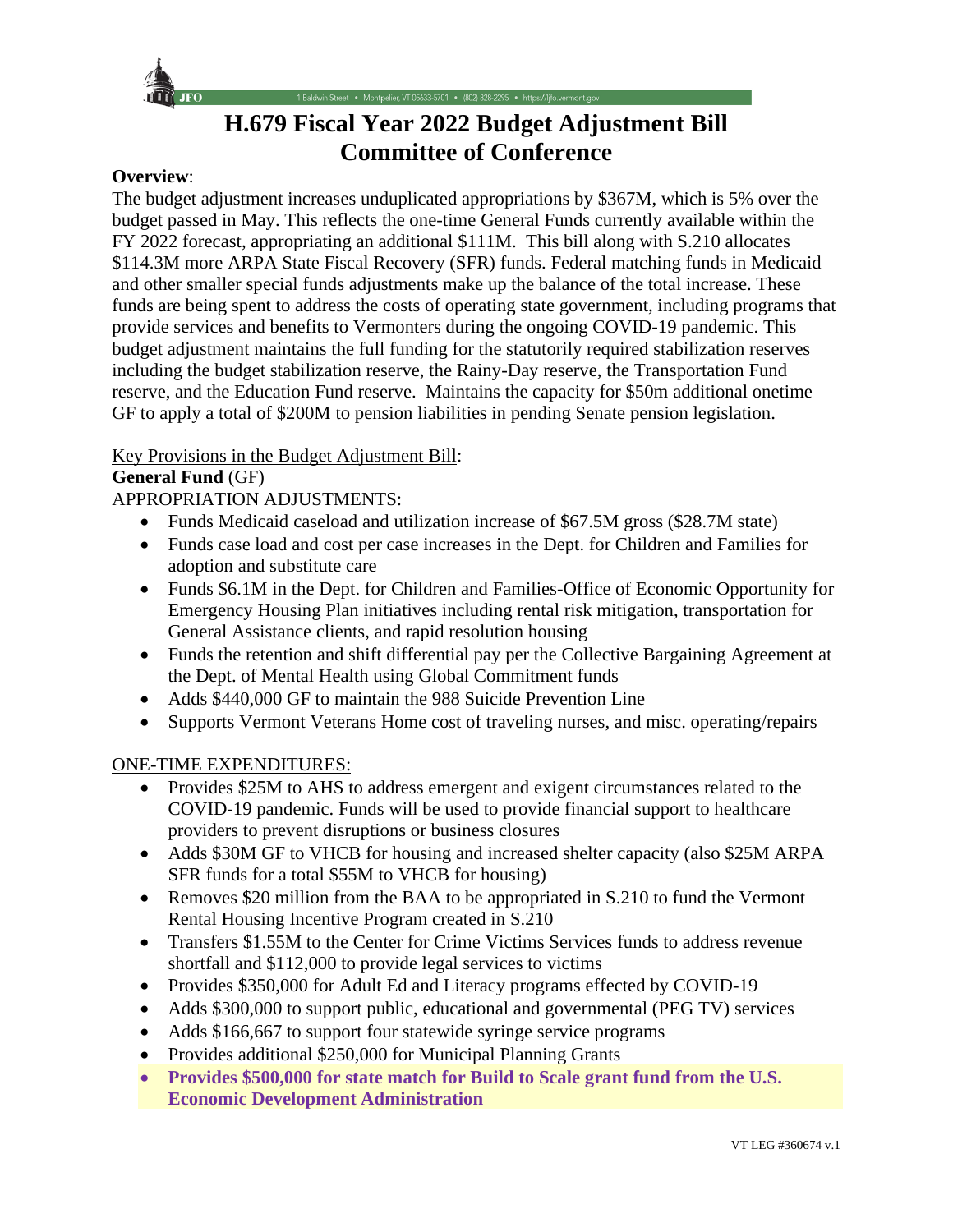# H.679 Fiscal Year 2022 Budget Adjustment Bill
# Committee of Conference

**Overview**:

The budget adjustment increases unduplicated appropriations by $367M, which is 5% over the budget passed in May. This reflects the one-time General Funds currently available within the FY 2022 forecast, appropriating an additional $111M. This bill along with S.210 allocates $114.3M more ARPA State Fiscal Recovery (SFR) funds. Federal matching funds in Medicaid and other smaller special funds adjustments make up the balance of the total increase. These funds are being spent to address the costs of operating state government, including programs that provide services and benefits to Vermonters during the ongoing COVID-19 pandemic. This budget adjustment maintains the full funding for the statutorily required stabilization reserves including the budget stabilization reserve, the Rainy-Day reserve, the Transportation Fund reserve, and the Education Fund reserve. Maintains the capacity for $50m additional onetime GF to apply a total of $200M to pension liabilities in pending Senate pension legislation.

Key Provisions in the Budget Adjustment Bill:

**General Fund** (GF)

APPROPRIATION ADJUSTMENTS:

- Funds Medicaid caseload and utilization increase of $67.5M gross ($28.7M state)
- Funds case load and cost per case increases in the Dept. for Children and Families for adoption and substitute care
- Funds $6.1M in the Dept. for Children and Families-Office of Economic Opportunity for Emergency Housing Plan initiatives including rental risk mitigation, transportation for General Assistance clients, and rapid resolution housing
- Funds the retention and shift differential pay per the Collective Bargaining Agreement at the Dept. of Mental Health using Global Commitment funds
- Adds $440,000 GF to maintain the 988 Suicide Prevention Line
- Supports Vermont Veterans Home cost of traveling nurses, and misc. operating/repairs

ONE-TIME EXPENDITURES:

- Provides $25M to AHS to address emergent and exigent circumstances related to the COVID-19 pandemic. Funds will be used to provide financial support to healthcare providers to prevent disruptions or business closures
- Adds $30M GF to VHCB for housing and increased shelter capacity (also $25M ARPA SFR funds for a total $55M to VHCB for housing)
- Removes $20 million from the BAA to be appropriated in S.210 to fund the Vermont Rental Housing Incentive Program created in S.210
- Transfers $1.55M to the Center for Crime Victims Services funds to address revenue shortfall and $112,000 to provide legal services to victims
- Provides $350,000 for Adult Ed and Literacy programs effected by COVID-19
- Adds $300,000 to support public, educational and governmental (PEG TV) services
- Adds $166,667 to support four statewide syringe service programs
- Provides additional $250,000 for Municipal Planning Grants
- **Provides $500,000 for state match for Build to Scale grant fund from the U.S. Economic Development Administration**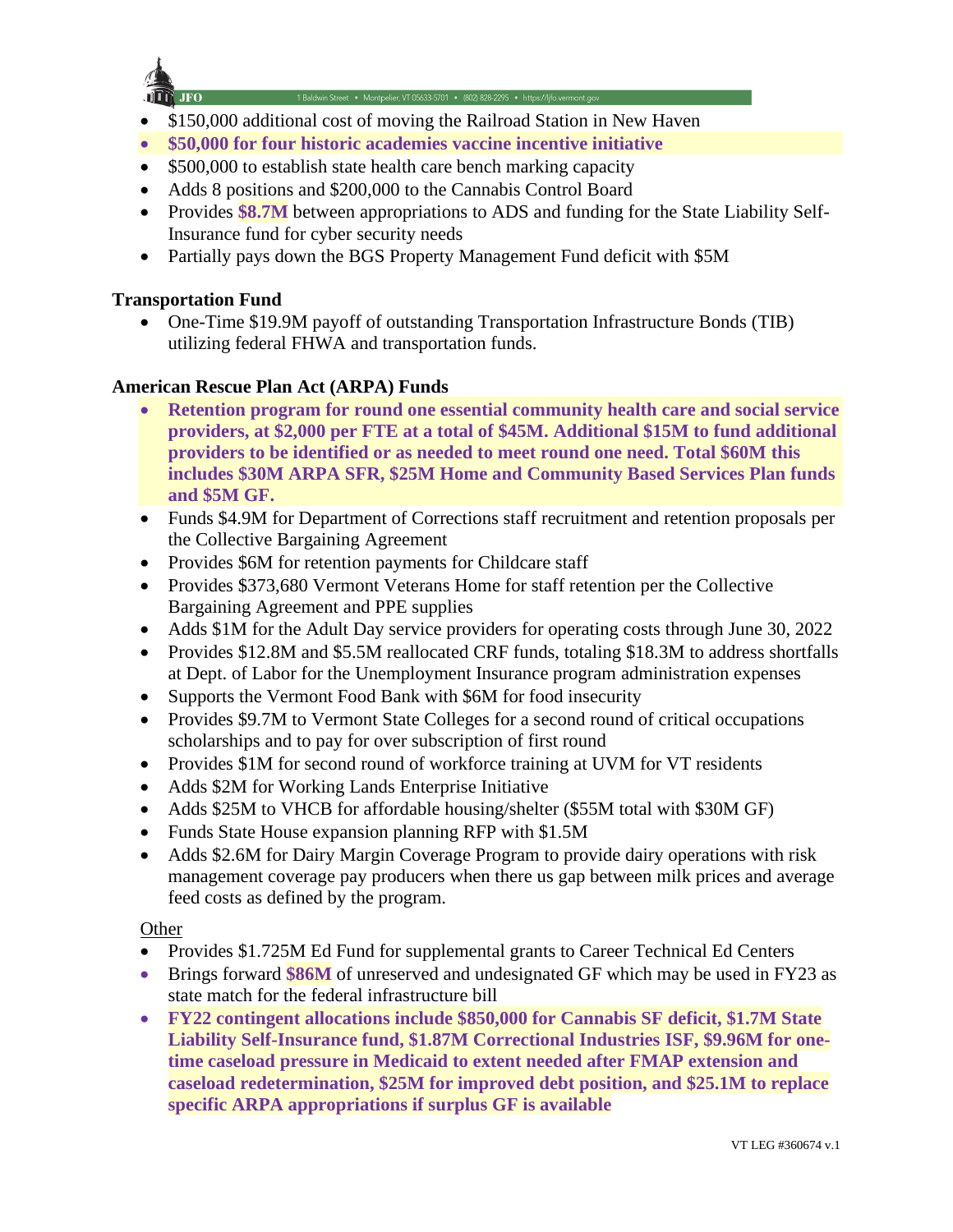- $150,000 additional cost of moving the Railroad Station in New Haven
- **$50,000 for four historic academies vaccine incentive initiative**
- $500,000 to establish state health care bench marking capacity
- Adds 8 positions and $200,000 to the Cannabis Control Board
- Provides **$8.7M** between appropriations to ADS and funding for the State Liability Self-Insurance fund for cyber security needs
- Partially pays down the BGS Property Management Fund deficit with $5M

**Transportation Fund**

- One-Time $19.9M payoff of outstanding Transportation Infrastructure Bonds (TIB) utilizing federal FHWA and transportation funds.

**American Rescue Plan Act (ARPA) Funds**

- **Retention program for round one essential community health care and social service providers, at $2,000 per FTE at a total of $45M. Additional $15M to fund additional providers to be identified or as needed to meet round one need. Total $60M this includes $30M ARPA SFR, $25M Home and Community Based Services Plan funds and $5M GF.**
- Funds $4.9M for Department of Corrections staff recruitment and retention proposals per the Collective Bargaining Agreement
- Provides $6M for retention payments for Childcare staff
- Provides $373,680 Vermont Veterans Home for staff retention per the Collective Bargaining Agreement and PPE supplies
- Adds $1M for the Adult Day service providers for operating costs through June 30, 2022
- Provides $12.8M and $5.5M reallocated CRF funds, totaling $18.3M to address shortfalls at Dept. of Labor for the Unemployment Insurance program administration expenses
- Supports the Vermont Food Bank with $6M for food insecurity
- Provides $9.7M to Vermont State Colleges for a second round of critical occupations scholarships and to pay for over subscription of first round
- Provides $1M for second round of workforce training at UVM for VT residents
- Adds $2M for Working Lands Enterprise Initiative
- Adds $25M to VHCB for affordable housing/shelter ($55M total with $30M GF)
- Funds State House expansion planning RFP with $1.5M
- Adds $2.6M for Dairy Margin Coverage Program to provide dairy operations with risk management coverage pay producers when there us gap between milk prices and average feed costs as defined by the program.

Other

- Provides $1.725M Ed Fund for supplemental grants to Career Technical Ed Centers
- Brings forward **$86M** of unreserved and undesignated GF which may be used in FY23 as state match for the federal infrastructure bill
- **FY22 contingent allocations include $850,000 for Cannabis SF deficit, $1.7M State Liability Self-Insurance fund, $1.87M Correctional Industries ISF, $9.96M for one-time caseload pressure in Medicaid to extent needed after FMAP extension and caseload redetermination, $25M for improved debt position, and $25.1M to replace specific ARPA appropriations if surplus GF is available**

VT LEG #360674 v.1